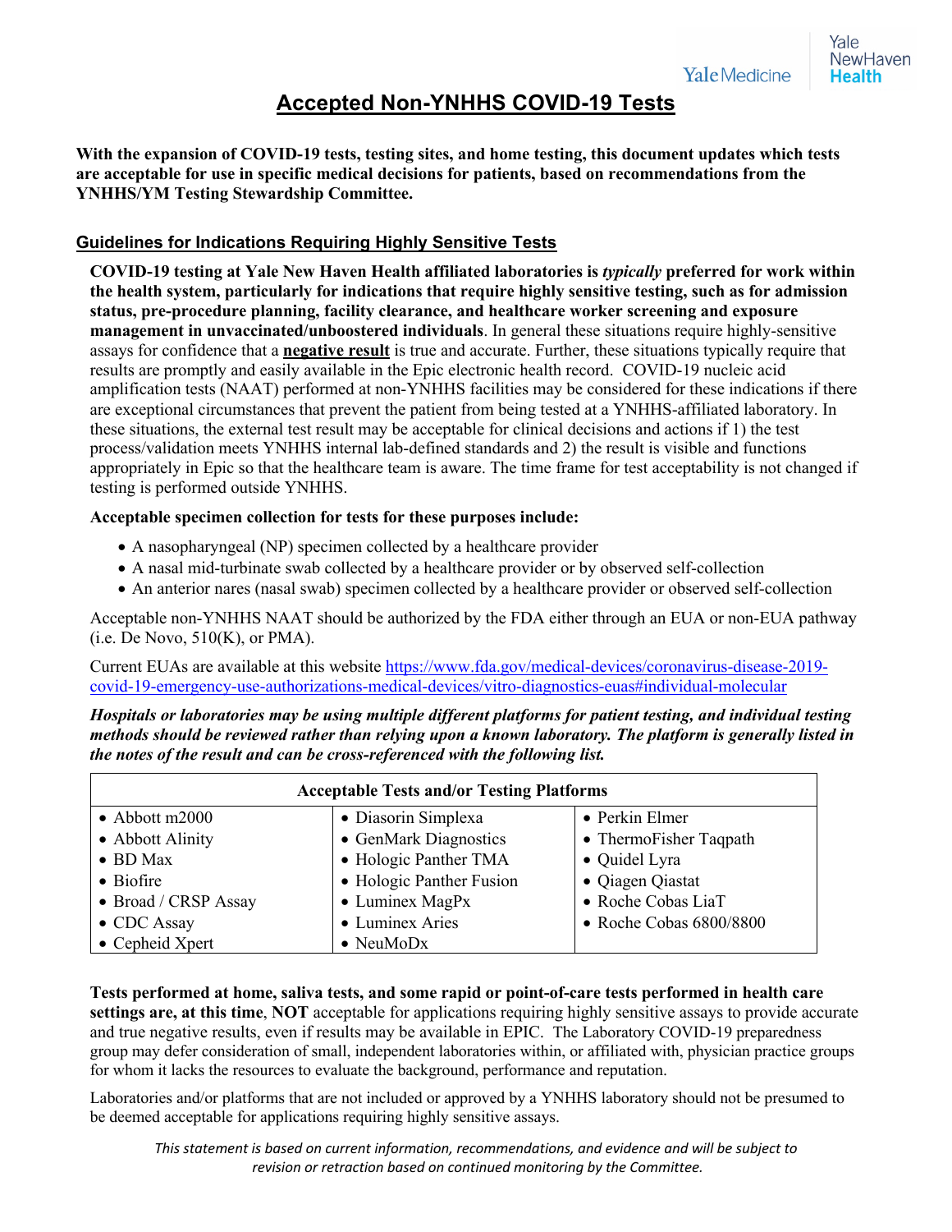# Accepted Non-YNHHS COVID-19 Tests

**With the expansion of COVID-19 tests, testing sites, and home testing, this document updates which tests are acceptable for use in specific medical decisions for patients, based on recommendations from the YNHHS/YM Testing Stewardship Committee.**

## Guidelines for Indications Requiring Highly Sensitive Tests

**COVID-19 testing at Yale New Haven Health affiliated laboratories is *typically* preferred for work within the health system, particularly for indications that require highly sensitive testing, such as for admission status, pre-procedure planning, facility clearance, and healthcare worker screening and exposure management in unvaccinated/unboostered individuals**. In general these situations require highly-sensitive assays for confidence that a **negative result** is true and accurate. Further, these situations typically require that results are promptly and easily available in the Epic electronic health record. COVID-19 nucleic acid amplification tests (NAAT) performed at non-YNHHS facilities may be considered for these indications if there are exceptional circumstances that prevent the patient from being tested at a YNHHS-affiliated laboratory. In these situations, the external test result may be acceptable for clinical decisions and actions if 1) the test process/validation meets YNHHS internal lab-defined standards and 2) the result is visible and functions appropriately in Epic so that the healthcare team is aware. The time frame for test acceptability is not changed if testing is performed outside YNHHS.

**Acceptable specimen collection for tests for these purposes include:**

- A nasopharyngeal (NP) specimen collected by a healthcare provider
- A nasal mid-turbinate swab collected by a healthcare provider or by observed self-collection
- An anterior nares (nasal swab) specimen collected by a healthcare provider or observed self-collection

Acceptable non-YNHHS NAAT should be authorized by the FDA either through an EUA or non-EUA pathway (i.e. De Novo, 510(K), or PMA).

Current EUAs are available at this website https://www.fda.gov/medical-devices/coronavirus-disease-2019-covid-19-emergency-use-authorizations-medical-devices/vitro-diagnostics-euas#individual-molecular

***Hospitals or laboratories may be using multiple different platforms for patient testing, and individual testing methods should be reviewed rather than relying upon a known laboratory. The platform is generally listed in the notes of the result and can be cross-referenced with the following list.***

| Acceptable Tests and/or Testing Platforms | | |
|---|---|---|
| • Abbott m2000 | • Diasorin Simplexa | • Perkin Elmer |
| • Abbott Alinity | • GenMark Diagnostics | • ThermoFisher Taqpath |
| • BD Max | • Hologic Panther TMA | • Quidel Lyra |
| • Biofire | • Hologic Panther Fusion | • Qiagen Qiastat |
| • Broad / CRSP Assay | • Luminex MagPx | • Roche Cobas LiaT |
| • CDC Assay | • Luminex Aries | • Roche Cobas 6800/8800 |
| • Cepheid Xpert | • NeuMoDx | |

**Tests performed at home, saliva tests, and some rapid or point-of-care tests performed in health care settings are, at this time**, **NOT** acceptable for applications requiring highly sensitive assays to provide accurate and true negative results, even if results may be available in EPIC. The Laboratory COVID-19 preparedness group may defer consideration of small, independent laboratories within, or affiliated with, physician practice groups for whom it lacks the resources to evaluate the background, performance and reputation.

Laboratories and/or platforms that are not included or approved by a YNHHS laboratory should not be presumed to be deemed acceptable for applications requiring highly sensitive assays.

*This statement is based on current information, recommendations, and evidence and will be subject to revision or retraction based on continued monitoring by the Committee.*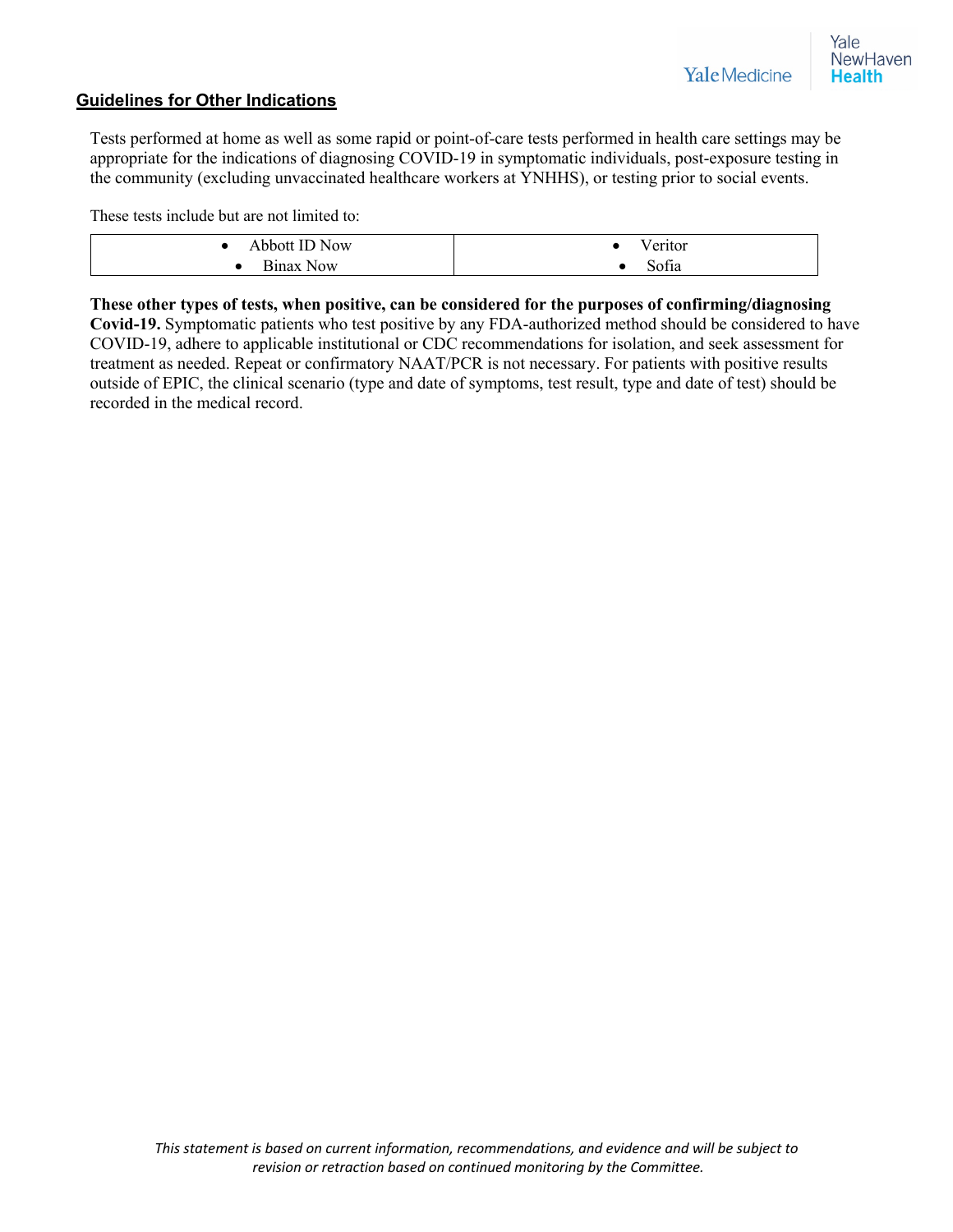## Guidelines for Other Indications

Tests performed at home as well as some rapid or point-of-care tests performed in health care settings may be appropriate for the indications of diagnosing COVID-19 in symptomatic individuals, post-exposure testing in the community (excluding unvaccinated healthcare workers at YNHHS), or testing prior to social events.

These tests include but are not limited to:

| | |
|---|---|
| • Abbott ID Now<br>• Binax Now | • Veritor<br>• Sofia |

**These other types of tests, when positive, can be considered for the purposes of confirming/diagnosing Covid-19.** Symptomatic patients who test positive by any FDA-authorized method should be considered to have COVID-19, adhere to applicable institutional or CDC recommendations for isolation, and seek assessment for treatment as needed. Repeat or confirmatory NAAT/PCR is not necessary. For patients with positive results outside of EPIC, the clinical scenario (type and date of symptoms, test result, type and date of test) should be recorded in the medical record.

*This statement is based on current information, recommendations, and evidence and will be subject to revision or retraction based on continued monitoring by the Committee.*